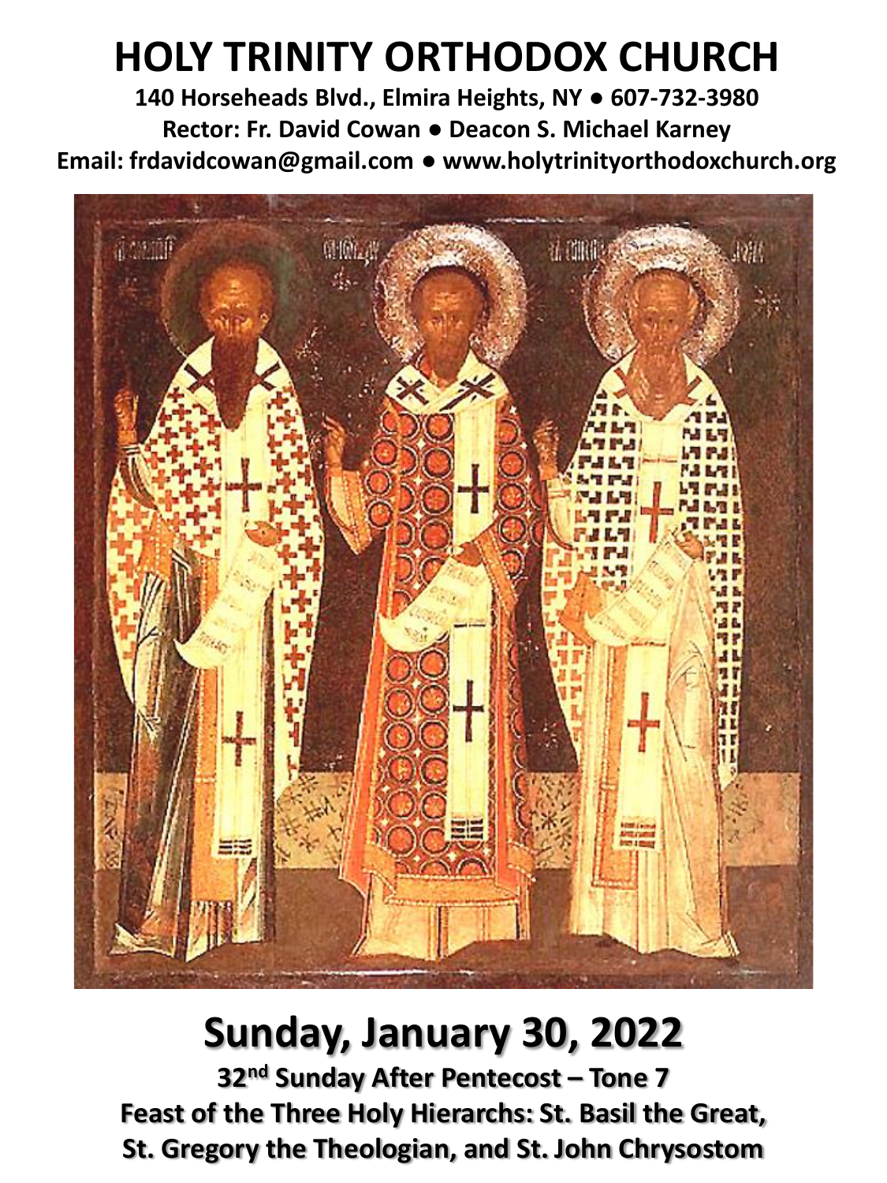# HOLY TRINITY ORTHODOX CHURCH

**140 Horseheads Blvd., Elmira Heights, NY ● 607-732-3980**
**Rector: Fr. David Cowan ● Deacon S. Michael Karney**
**Email: frdavidcowan@gmail.com ● www.holytrinityorthodoxchurch.org**

# Sunday, January 30, 2022

**32nd Sunday After Pentecost – Tone 7**
**Feast of the Three Holy Hierarchs: St. Basil the Great, St. Gregory the Theologian, and St. John Chrysostom**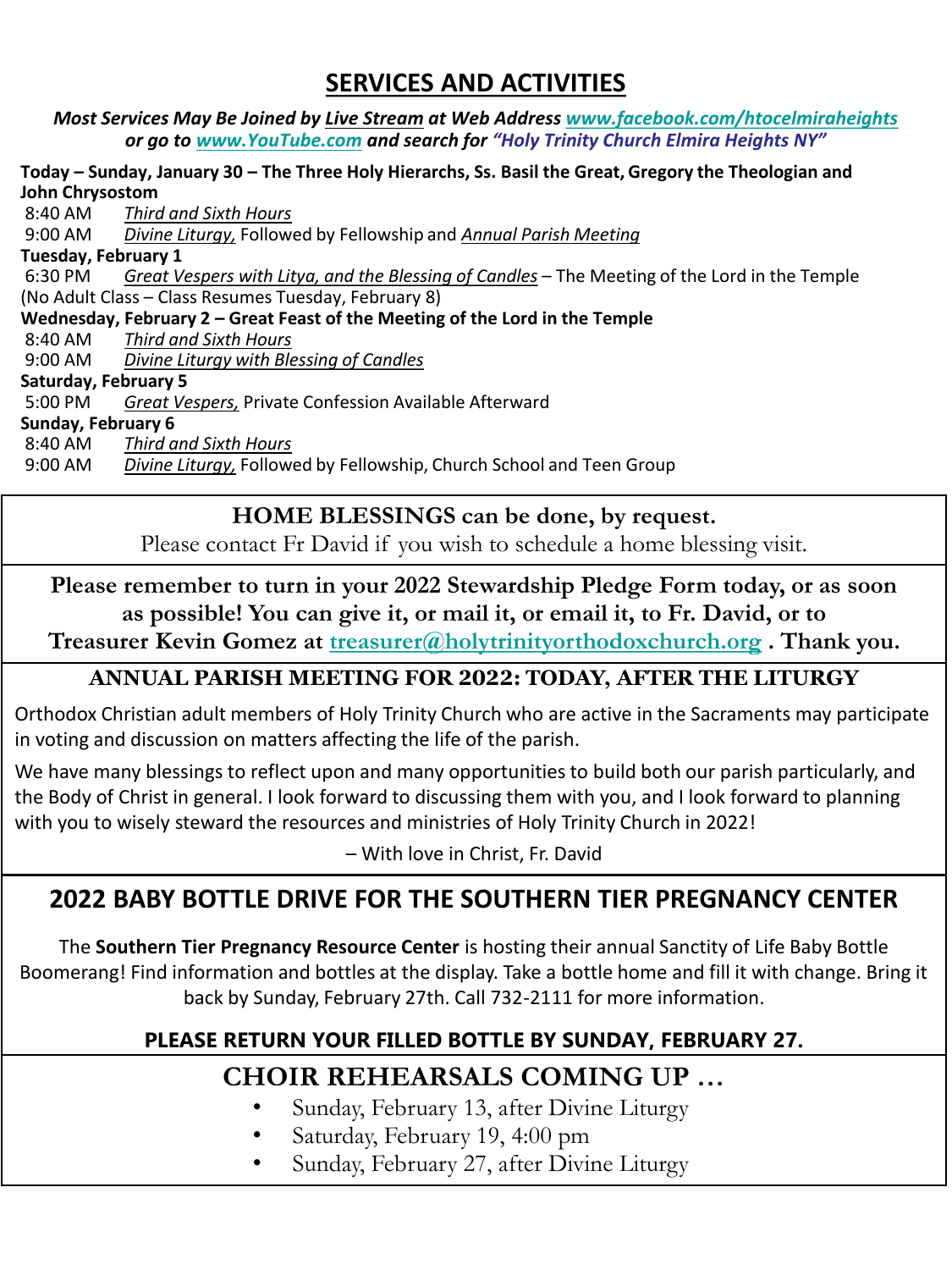## SERVICES AND ACTIVITIES

***Most Services May Be Joined by Live Stream at Web Address www.facebook.com/htocelmiraheights or go to www.YouTube.com and search for "Holy Trinity Church Elmira Heights NY"***

**Today – Sunday, January 30 – The Three Holy Hierarchs, Ss. Basil the Great, Gregory the Theologian and John Chrysostom**

8:40 AM *Third and Sixth Hours*
9:00 AM *Divine Liturgy,* Followed by Fellowship and *Annual Parish Meeting*

**Tuesday, February 1**

6:30 PM *Great Vespers with Litya, and the Blessing of Candles* – The Meeting of the Lord in the Temple
(No Adult Class – Class Resumes Tuesday, February 8)

**Wednesday, February 2 – Great Feast of the Meeting of the Lord in the Temple**

8:40 AM *Third and Sixth Hours*
9:00 AM *Divine Liturgy with Blessing of Candles*

**Saturday, February 5**

5:00 PM *Great Vespers,* Private Confession Available Afterward

**Sunday, February 6**

8:40 AM *Third and Sixth Hours*
9:00 AM *Divine Liturgy,* Followed by Fellowship, Church School and Teen Group

---

**HOME BLESSINGS can be done, by request.**

Please contact Fr David if you wish to schedule a home blessing visit.

---

**Please remember to turn in your 2022 Stewardship Pledge Form today, or as soon as possible! You can give it, or mail it, or email it, to Fr. David, or to Treasurer Kevin Gomez at treasurer@holytrinityorthodoxchurch.org . Thank you.**

---

### ANNUAL PARISH MEETING FOR 2022: TODAY, AFTER THE LITURGY

Orthodox Christian adult members of Holy Trinity Church who are active in the Sacraments may participate in voting and discussion on matters affecting the life of the parish.

We have many blessings to reflect upon and many opportunities to build both our parish particularly, and the Body of Christ in general. I look forward to discussing them with you, and I look forward to planning with you to wisely steward the resources and ministries of Holy Trinity Church in 2022!

– With love in Christ, Fr. David

---

## 2022 BABY BOTTLE DRIVE FOR THE SOUTHERN TIER PREGNANCY CENTER

The **Southern Tier Pregnancy Resource Center** is hosting their annual Sanctity of Life Baby Bottle Boomerang! Find information and bottles at the display. Take a bottle home and fill it with change. Bring it back by Sunday, February 27th. Call 732-2111 for more information.

**PLEASE RETURN YOUR FILLED BOTTLE BY SUNDAY, FEBRUARY 27.**

---

### CHOIR REHEARSALS COMING UP …

- Sunday, February 13, after Divine Liturgy
- Saturday, February 19, 4:00 pm
- Sunday, February 27, after Divine Liturgy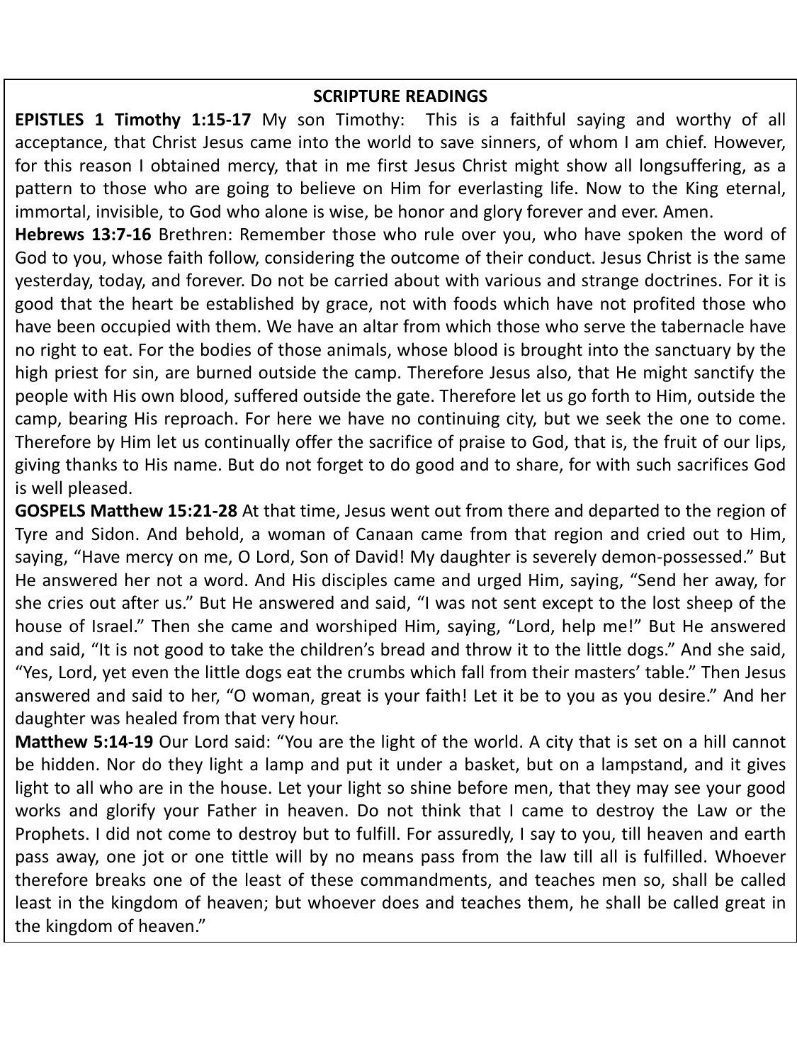## SCRIPTURE READINGS

**EPISTLES 1 Timothy 1:15-17** My son Timothy: This is a faithful saying and worthy of all acceptance, that Christ Jesus came into the world to save sinners, of whom I am chief. However, for this reason I obtained mercy, that in me first Jesus Christ might show all longsuffering, as a pattern to those who are going to believe on Him for everlasting life. Now to the King eternal, immortal, invisible, to God who alone is wise, be honor and glory forever and ever. Amen.

**Hebrews 13:7-16** Brethren: Remember those who rule over you, who have spoken the word of God to you, whose faith follow, considering the outcome of their conduct. Jesus Christ is the same yesterday, today, and forever. Do not be carried about with various and strange doctrines. For it is good that the heart be established by grace, not with foods which have not profited those who have been occupied with them. We have an altar from which those who serve the tabernacle have no right to eat. For the bodies of those animals, whose blood is brought into the sanctuary by the high priest for sin, are burned outside the camp. Therefore Jesus also, that He might sanctify the people with His own blood, suffered outside the gate. Therefore let us go forth to Him, outside the camp, bearing His reproach. For here we have no continuing city, but we seek the one to come. Therefore by Him let us continually offer the sacrifice of praise to God, that is, the fruit of our lips, giving thanks to His name. But do not forget to do good and to share, for with such sacrifices God is well pleased.

**GOSPELS Matthew 15:21-28** At that time, Jesus went out from there and departed to the region of Tyre and Sidon. And behold, a woman of Canaan came from that region and cried out to Him, saying, "Have mercy on me, O Lord, Son of David! My daughter is severely demon-possessed." But He answered her not a word. And His disciples came and urged Him, saying, "Send her away, for she cries out after us." But He answered and said, "I was not sent except to the lost sheep of the house of Israel." Then she came and worshiped Him, saying, "Lord, help me!" But He answered and said, "It is not good to take the children's bread and throw it to the little dogs." And she said, "Yes, Lord, yet even the little dogs eat the crumbs which fall from their masters' table." Then Jesus answered and said to her, "O woman, great is your faith! Let it be to you as you desire." And her daughter was healed from that very hour.

**Matthew 5:14-19** Our Lord said: "You are the light of the world. A city that is set on a hill cannot be hidden. Nor do they light a lamp and put it under a basket, but on a lampstand, and it gives light to all who are in the house. Let your light so shine before men, that they may see your good works and glorify your Father in heaven. Do not think that I came to destroy the Law or the Prophets. I did not come to destroy but to fulfill. For assuredly, I say to you, till heaven and earth pass away, one jot or one tittle will by no means pass from the law till all is fulfilled. Whoever therefore breaks one of the least of these commandments, and teaches men so, shall be called least in the kingdom of heaven; but whoever does and teaches them, he shall be called great in the kingdom of heaven."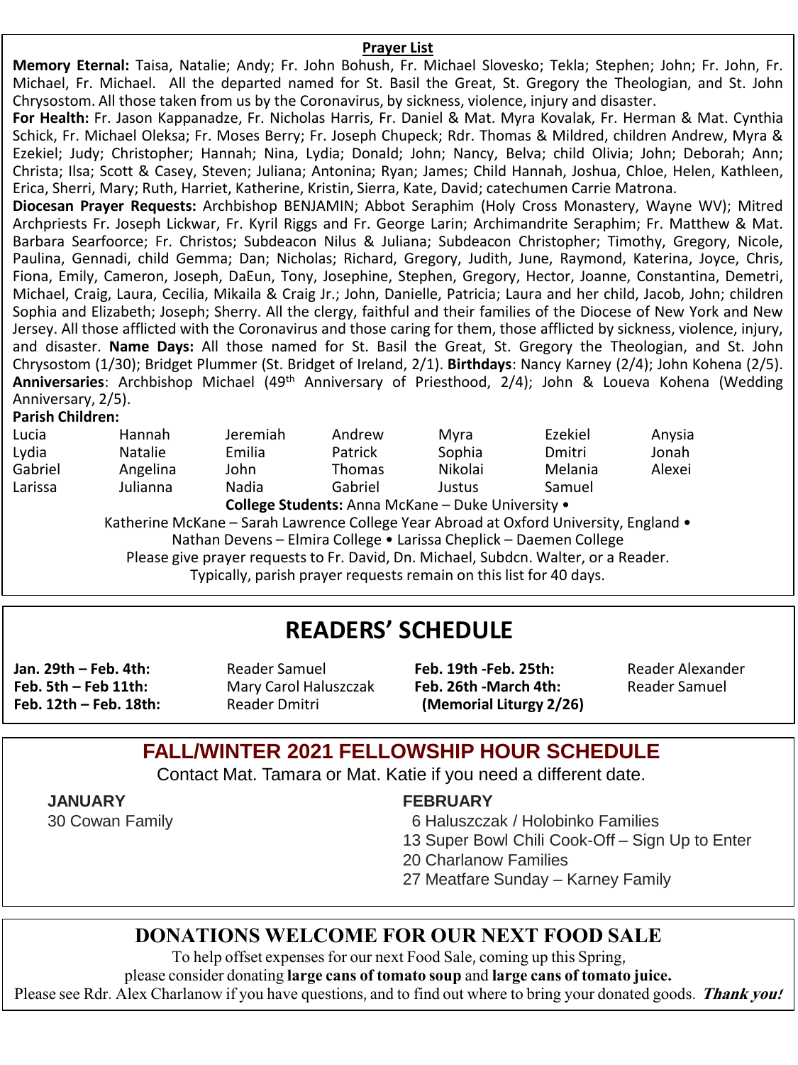## Prayer List

**Memory Eternal:** Taisa, Natalie; Andy; Fr. John Bohush, Fr. Michael Slovesko; Tekla; Stephen; John; Fr. John, Fr. Michael, Fr. Michael. All the departed named for St. Basil the Great, St. Gregory the Theologian, and St. John Chrysostom. All those taken from us by the Coronavirus, by sickness, violence, injury and disaster.

**For Health:** Fr. Jason Kappanadze, Fr. Nicholas Harris, Fr. Daniel & Mat. Myra Kovalak, Fr. Herman & Mat. Cynthia Schick, Fr. Michael Oleksa; Fr. Moses Berry; Fr. Joseph Chupeck; Rdr. Thomas & Mildred, children Andrew, Myra & Ezekiel; Judy; Christopher; Hannah; Nina, Lydia; Donald; John; Nancy, Belva; child Olivia; John; Deborah; Ann; Christa; Ilsa; Scott & Casey, Steven; Juliana; Antonina; Ryan; James; Child Hannah, Joshua, Chloe, Helen, Kathleen, Erica, Sherri, Mary; Ruth, Harriet, Katherine, Kristin, Sierra, Kate, David; catechumen Carrie Matrona.

**Diocesan Prayer Requests:** Archbishop BENJAMIN; Abbot Seraphim (Holy Cross Monastery, Wayne WV); Mitred Archpriests Fr. Joseph Lickwar, Fr. Kyril Riggs and Fr. George Larin; Archimandrite Seraphim; Fr. Matthew & Mat. Barbara Searfoorce; Fr. Christos; Subdeacon Nilus & Juliana; Subdeacon Christopher; Timothy, Gregory, Nicole, Paulina, Gennadi, child Gemma; Dan; Nicholas; Richard, Gregory, Judith, June, Raymond, Katerina, Joyce, Chris, Fiona, Emily, Cameron, Joseph, DaEun, Tony, Josephine, Stephen, Gregory, Hector, Joanne, Constantina, Demetri, Michael, Craig, Laura, Cecilia, Mikaila & Craig Jr.; John, Danielle, Patricia; Laura and her child, Jacob, John; children Sophia and Elizabeth; Joseph; Sherry. All the clergy, faithful and their families of the Diocese of New York and New Jersey. All those afflicted with the Coronavirus and those caring for them, those afflicted by sickness, violence, injury, and disaster. **Name Days:** All those named for St. Basil the Great, St. Gregory the Theologian, and St. John Chrysostom (1/30); Bridget Plummer (St. Bridget of Ireland, 2/1). **Birthdays**: Nancy Karney (2/4); John Kohena (2/5). **Anniversaries**: Archbishop Michael (49th Anniversary of Priesthood, 2/4); John & Loueva Kohena (Wedding Anniversary, 2/5).

**Parish Children:**

| | | | | | | |
|---|---|---|---|---|---|---|
| Lucia | Hannah | Jeremiah | Andrew | Myra | Ezekiel | Anysia |
| Lydia | Natalie | Emilia | Patrick | Sophia | Dmitri | Jonah |
| Gabriel | Angelina | John | Thomas | Nikolai | Melania | Alexei |
| Larissa | Julianna | Nadia | Gabriel | Justus | Samuel | |

**College Students:** Anna McKane – Duke University • Katherine McKane – Sarah Lawrence College Year Abroad at Oxford University, England • Nathan Devens – Elmira College • Larissa Cheplick – Daemen College

Please give prayer requests to Fr. David, Dn. Michael, Subdcn. Walter, or a Reader.
Typically, parish prayer requests remain on this list for 40 days.

# READERS' SCHEDULE

| | | | |
|---|---|---|---|
| **Jan. 29th – Feb. 4th:** | Reader Samuel | **Feb. 19th -Feb. 25th:** | Reader Alexander |
| **Feb. 5th – Feb 11th:** | Mary Carol Haluszczak | **Feb. 26th -March 4th:** | Reader Samuel |
| **Feb. 12th – Feb. 18th:** | Reader Dmitri | **(Memorial Liturgy 2/26)** | |

# FALL/WINTER 2021 FELLOWSHIP HOUR SCHEDULE

Contact Mat. Tamara or Mat. Katie if you need a different date.

**JANUARY**

30 Cowan Family

**FEBRUARY**

6 Haluszczak / Holobinko Families
13 Super Bowl Chili Cook-Off – Sign Up to Enter
20 Charlanow Families
27 Meatfare Sunday – Karney Family

# DONATIONS WELCOME FOR OUR NEXT FOOD SALE

To help offset expenses for our next Food Sale, coming up this Spring,
please consider donating **large cans of tomato soup** and **large cans of tomato juice.**
Please see Rdr. Alex Charlanow if you have questions, and to find out where to bring your donated goods. ***Thank you!***